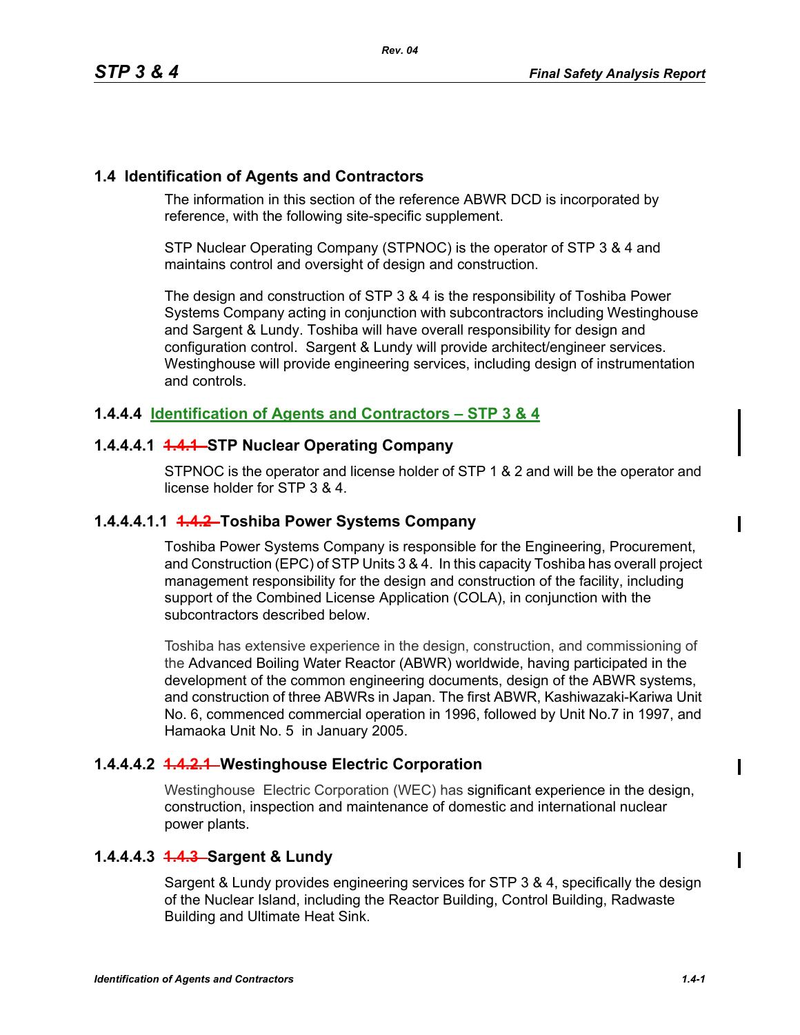## 1.4 Identification of Agents and Contractors

The information in this section of the reference ABWR DCD is incorporated by reference, with the following site-specific supplement.

STP Nuclear Operating Company (STPNOC) is the operator of STP 3 & 4 and maintains control and oversight of design and construction.

The design and construction of STP 3 & 4 is the responsibility of Toshiba Power Systems Company acting in conjunction with subcontractors including Westinghouse and Sargent & Lundy. Toshiba will have overall responsibility for design and configuration control. Sargent & Lundy will provide architect/engineer services. Westinghouse will provide engineering services, including design of instrumentation and controls.

### 1.4.4.4 Identification of Agents and Contractors – STP 3 & 4

### 1.4.4.4.1 ~~1.4.1~~ STP Nuclear Operating Company

STPNOC is the operator and license holder of STP 1 & 2 and will be the operator and license holder for STP 3 & 4.

### 1.4.4.4.1.1 ~~1.4.2~~ Toshiba Power Systems Company

Toshiba Power Systems Company is responsible for the Engineering, Procurement, and Construction (EPC) of STP Units 3 & 4. In this capacity Toshiba has overall project management responsibility for the design and construction of the facility, including support of the Combined License Application (COLA), in conjunction with the subcontractors described below.

Toshiba has extensive experience in the design, construction, and commissioning of the Advanced Boiling Water Reactor (ABWR) worldwide, having participated in the development of the common engineering documents, design of the ABWR systems, and construction of three ABWRs in Japan. The first ABWR, Kashiwazaki-Kariwa Unit No. 6, commenced commercial operation in 1996, followed by Unit No.7 in 1997, and Hamaoka Unit No. 5 in January 2005.

### 1.4.4.4.2 ~~1.4.2.1~~ Westinghouse Electric Corporation

Westinghouse Electric Corporation (WEC) has significant experience in the design, construction, inspection and maintenance of domestic and international nuclear power plants.

### 1.4.4.4.3 ~~1.4.3~~ Sargent & Lundy

Sargent & Lundy provides engineering services for STP 3 & 4, specifically the design of the Nuclear Island, including the Reactor Building, Control Building, Radwaste Building and Ultimate Heat Sink.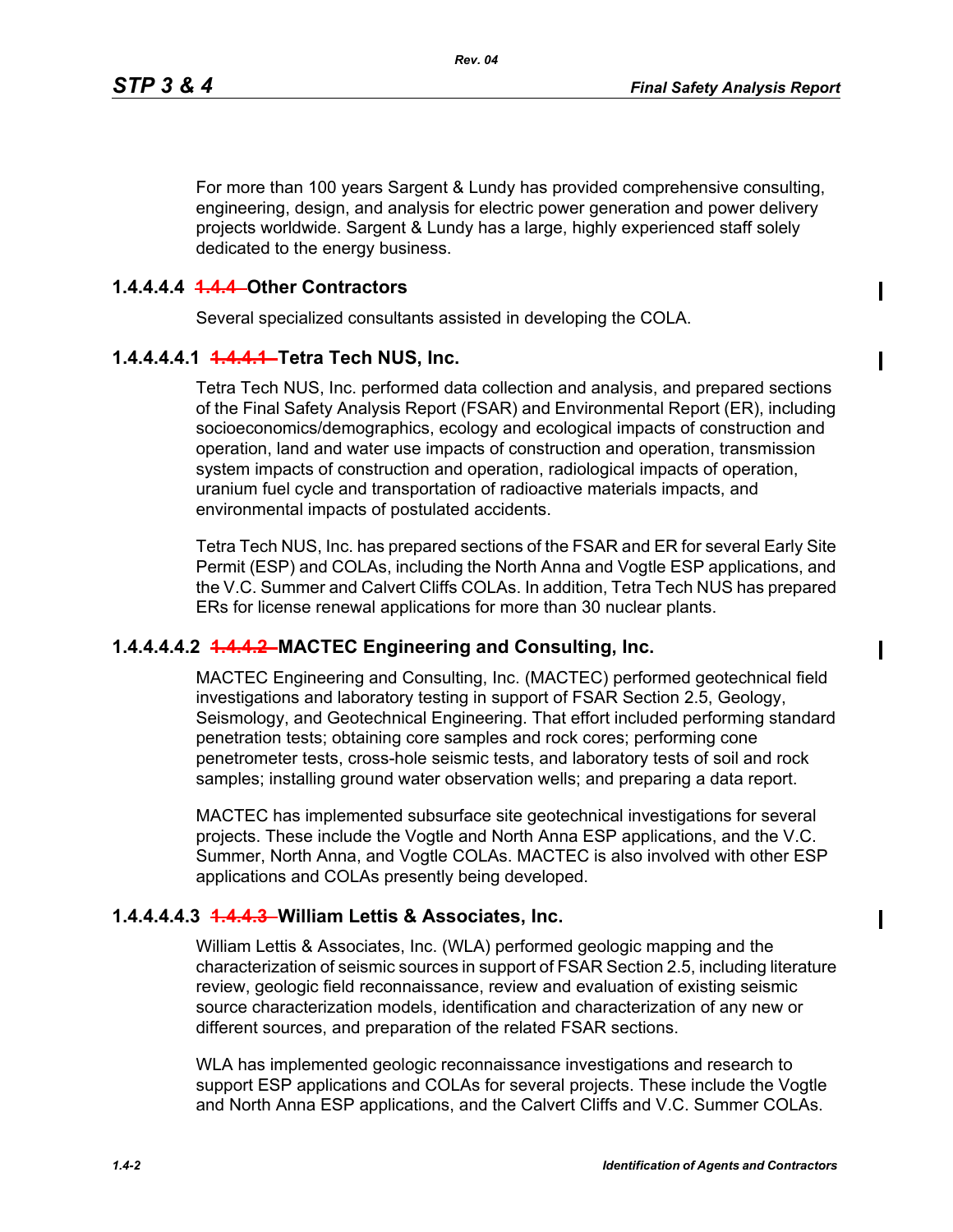For more than 100 years Sargent & Lundy has provided comprehensive consulting, engineering, design, and analysis for electric power generation and power delivery projects worldwide. Sargent & Lundy has a large, highly experienced staff solely dedicated to the energy business.

### 1.4.4.4.4 ~~1.4.4~~ Other Contractors

Several specialized consultants assisted in developing the COLA.

#### 1.4.4.4.4.1 ~~1.4.4.1~~ Tetra Tech NUS, Inc.

Tetra Tech NUS, Inc. performed data collection and analysis, and prepared sections of the Final Safety Analysis Report (FSAR) and Environmental Report (ER), including socioeconomics/demographics, ecology and ecological impacts of construction and operation, land and water use impacts of construction and operation, transmission system impacts of construction and operation, radiological impacts of operation, uranium fuel cycle and transportation of radioactive materials impacts, and environmental impacts of postulated accidents.

Tetra Tech NUS, Inc. has prepared sections of the FSAR and ER for several Early Site Permit (ESP) and COLAs, including the North Anna and Vogtle ESP applications, and the V.C. Summer and Calvert Cliffs COLAs. In addition, Tetra Tech NUS has prepared ERs for license renewal applications for more than 30 nuclear plants.

#### 1.4.4.4.4.2 ~~1.4.4.2~~ MACTEC Engineering and Consulting, Inc.

MACTEC Engineering and Consulting, Inc. (MACTEC) performed geotechnical field investigations and laboratory testing in support of FSAR Section 2.5, Geology, Seismology, and Geotechnical Engineering. That effort included performing standard penetration tests; obtaining core samples and rock cores; performing cone penetrometer tests, cross-hole seismic tests, and laboratory tests of soil and rock samples; installing ground water observation wells; and preparing a data report.

MACTEC has implemented subsurface site geotechnical investigations for several projects. These include the Vogtle and North Anna ESP applications, and the V.C. Summer, North Anna, and Vogtle COLAs. MACTEC is also involved with other ESP applications and COLAs presently being developed.

#### 1.4.4.4.4.3 ~~1.4.4.3~~ William Lettis & Associates, Inc.

William Lettis & Associates, Inc. (WLA) performed geologic mapping and the characterization of seismic sources in support of FSAR Section 2.5, including literature review, geologic field reconnaissance, review and evaluation of existing seismic source characterization models, identification and characterization of any new or different sources, and preparation of the related FSAR sections.

WLA has implemented geologic reconnaissance investigations and research to support ESP applications and COLAs for several projects. These include the Vogtle and North Anna ESP applications, and the Calvert Cliffs and V.C. Summer COLAs.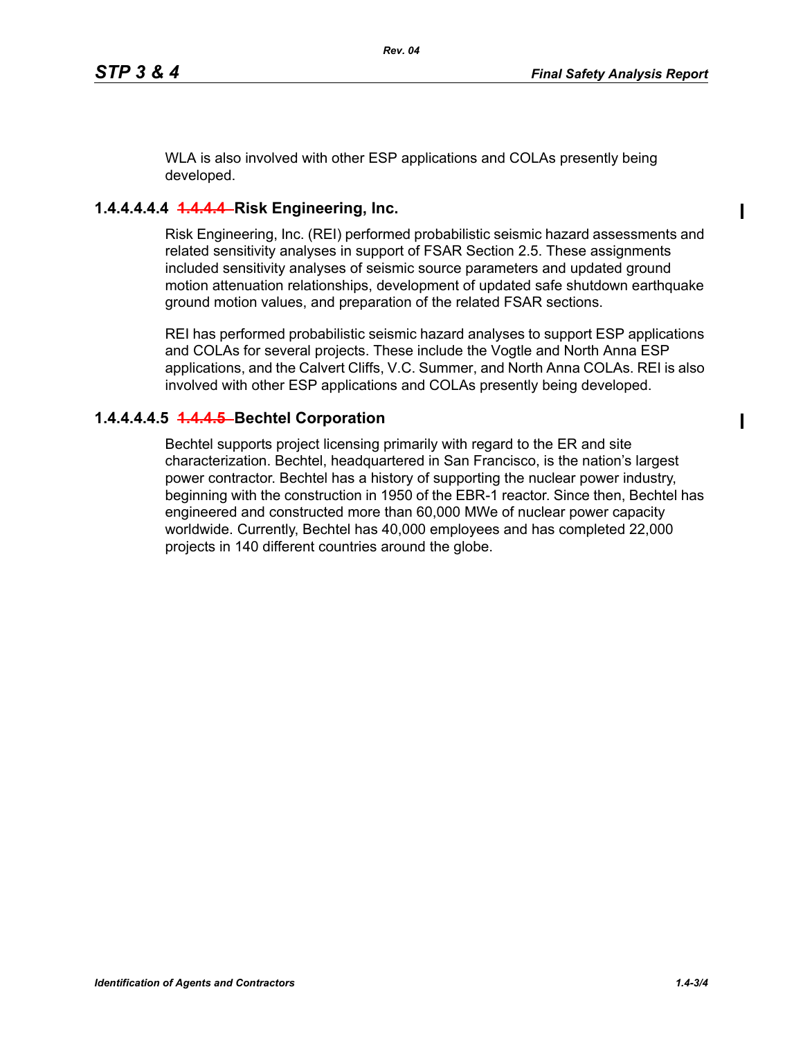WLA is also involved with other ESP applications and COLAs presently being developed.

### 1.4.4.4.4.4 ~~1.4.4.4~~ Risk Engineering, Inc.

Risk Engineering, Inc. (REI) performed probabilistic seismic hazard assessments and related sensitivity analyses in support of FSAR Section 2.5. These assignments included sensitivity analyses of seismic source parameters and updated ground motion attenuation relationships, development of updated safe shutdown earthquake ground motion values, and preparation of the related FSAR sections.

REI has performed probabilistic seismic hazard analyses to support ESP applications and COLAs for several projects. These include the Vogtle and North Anna ESP applications, and the Calvert Cliffs, V.C. Summer, and North Anna COLAs. REI is also involved with other ESP applications and COLAs presently being developed.

### 1.4.4.4.4.5 ~~1.4.4.5~~ Bechtel Corporation

Bechtel supports project licensing primarily with regard to the ER and site characterization. Bechtel, headquartered in San Francisco, is the nation's largest power contractor. Bechtel has a history of supporting the nuclear power industry, beginning with the construction in 1950 of the EBR-1 reactor. Since then, Bechtel has engineered and constructed more than 60,000 MWe of nuclear power capacity worldwide. Currently, Bechtel has 40,000 employees and has completed 22,000 projects in 140 different countries around the globe.